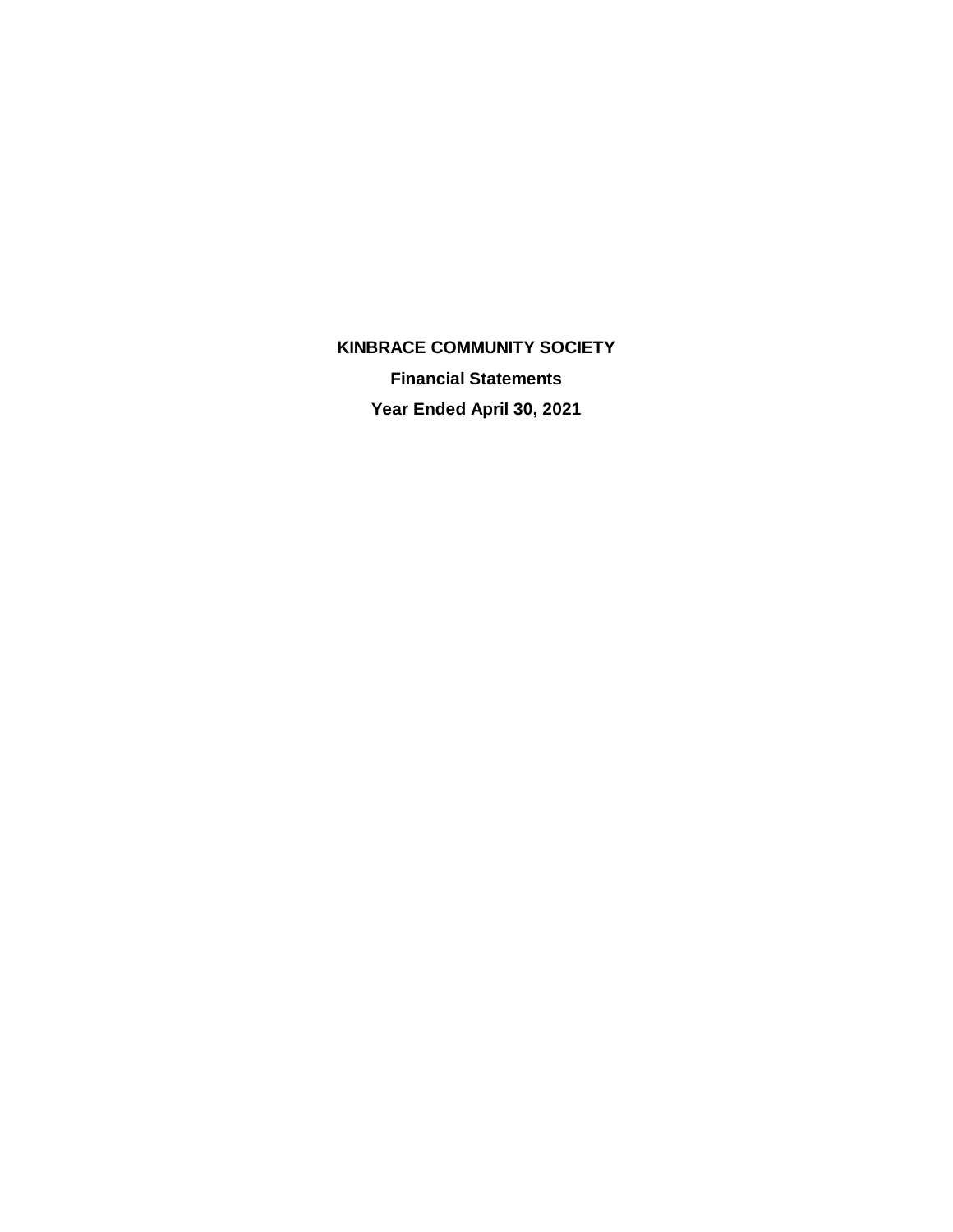**KINBRACE COMMUNITY SOCIETY**

**Financial Statements**

**Year Ended April 30, 2021**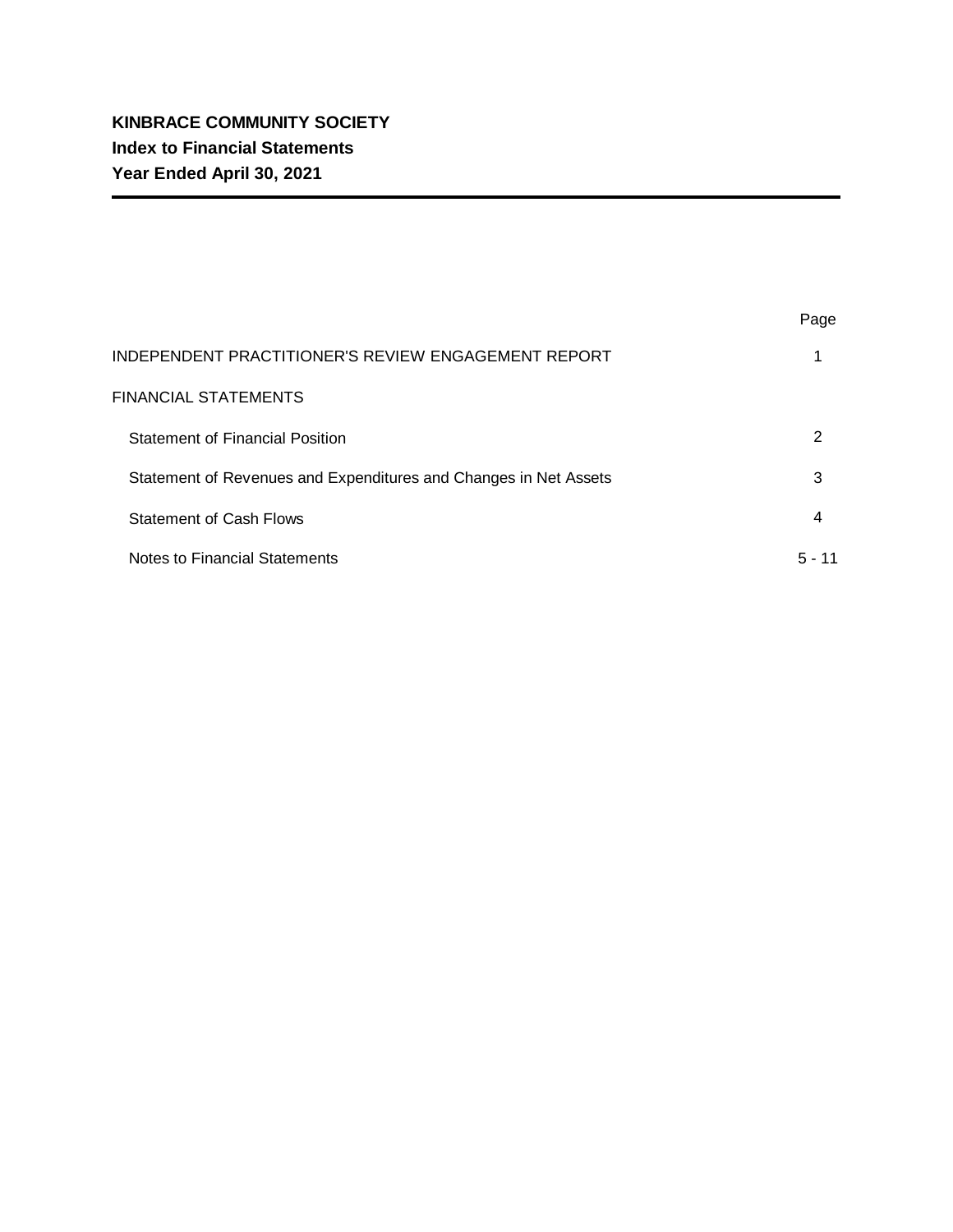**KINBRACE COMMUNITY SOCIETY**
**Index to Financial Statements**
**Year Ended April 30, 2021**

| | Page |
|---|---|
| INDEPENDENT PRACTITIONER'S REVIEW ENGAGEMENT REPORT | 1 |
| FINANCIAL STATEMENTS | |
| Statement of Financial Position | 2 |
| Statement of Revenues and Expenditures and Changes in Net Assets | 3 |
| Statement of Cash Flows | 4 |
| Notes to Financial Statements | 5 - 11 |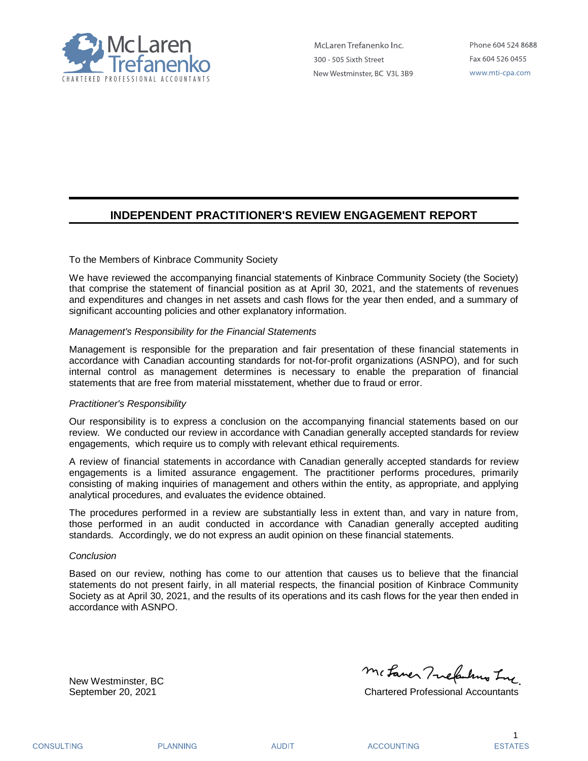McLaren Trefanenko

CHARTERED PROFESSIONAL ACCOUNTANTS

McLaren Trefanenko Inc.
300 - 505 Sixth Street
New Westminster, BC V3L 3B9

Phone 604 524 8688
Fax 604 526 0455
www.mti-cpa.com

## INDEPENDENT PRACTITIONER'S REVIEW ENGAGEMENT REPORT

To the Members of Kinbrace Community Society

We have reviewed the accompanying financial statements of Kinbrace Community Society (the Society) that comprise the statement of financial position as at April 30, 2021, and the statements of revenues and expenditures and changes in net assets and cash flows for the year then ended, and a summary of significant accounting policies and other explanatory information.

*Management's Responsibility for the Financial Statements*

Management is responsible for the preparation and fair presentation of these financial statements in accordance with Canadian accounting standards for not-for-profit organizations (ASNPO), and for such internal control as management determines is necessary to enable the preparation of financial statements that are free from material misstatement, whether due to fraud or error.

*Practitioner's Responsibility*

Our responsibility is to express a conclusion on the accompanying financial statements based on our review. We conducted our review in accordance with Canadian generally accepted standards for review engagements, which require us to comply with relevant ethical requirements.

A review of financial statements in accordance with Canadian generally accepted standards for review engagements is a limited assurance engagement. The practitioner performs procedures, primarily consisting of making inquiries of management and others within the entity, as appropriate, and applying analytical procedures, and evaluates the evidence obtained.

The procedures performed in a review are substantially less in extent than, and vary in nature from, those performed in an audit conducted in accordance with Canadian generally accepted auditing standards. Accordingly, we do not express an audit opinion on these financial statements.

*Conclusion*

Based on our review, nothing has come to our attention that causes us to believe that the financial statements do not present fairly, in all material respects, the financial position of Kinbrace Community Society as at April 30, 2021, and the results of its operations and its cash flows for the year then ended in accordance with ASNPO.

New Westminster, BC
September 20, 2021

McLaren Trefanenko Inc.
Chartered Professional Accountants

CONSULTING PLANNING AUDIT ACCOUNTING ESTATES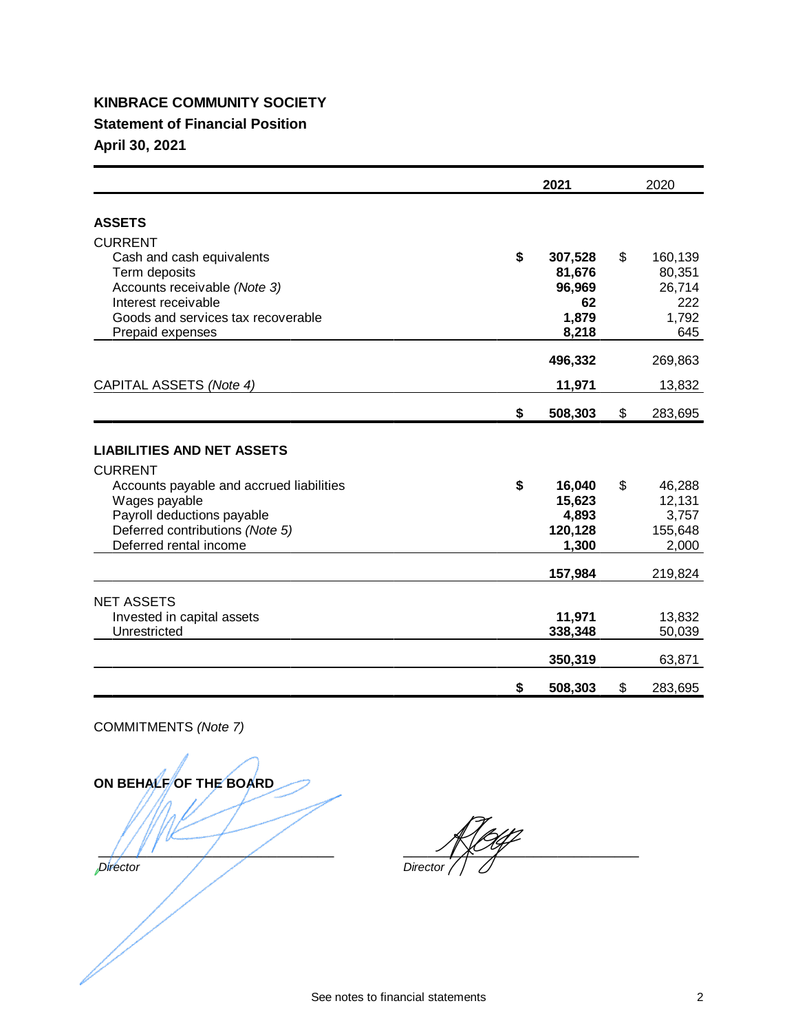# KINBRACE COMMUNITY SOCIETY

## Statement of Financial Position

### April 30, 2021

| | 2021 | 2020 |
|---|---|---|
| **ASSETS** | | |
| CURRENT | | |
| Cash and cash equivalents | **$ 307,528** | $ 160,139 |
| Term deposits | **81,676** | 80,351 |
| Accounts receivable *(Note 3)* | **96,969** | 26,714 |
| Interest receivable | **62** | 222 |
| Goods and services tax recoverable | **1,879** | 1,792 |
| Prepaid expenses | **8,218** | 645 |
| | **496,332** | 269,863 |
| CAPITAL ASSETS *(Note 4)* | **11,971** | 13,832 |
| | **$ 508,303** | $ 283,695 |
| **LIABILITIES AND NET ASSETS** | | |
| CURRENT | | |
| Accounts payable and accrued liabilities | **$ 16,040** | $ 46,288 |
| Wages payable | **15,623** | 12,131 |
| Payroll deductions payable | **4,893** | 3,757 |
| Deferred contributions *(Note 5)* | **120,128** | 155,648 |
| Deferred rental income | **1,300** | 2,000 |
| | **157,984** | 219,824 |
| NET ASSETS | | |
| Invested in capital assets | **11,971** | 13,832 |
| Unrestricted | **338,348** | 50,039 |
| | **350,319** | 63,871 |
| | **$ 508,303** | $ 283,695 |

COMMITMENTS *(Note 7)*

**ON BEHALF OF THE BOARD**

_____________________________ *Director*

_____________________________ *Director*

See notes to financial statements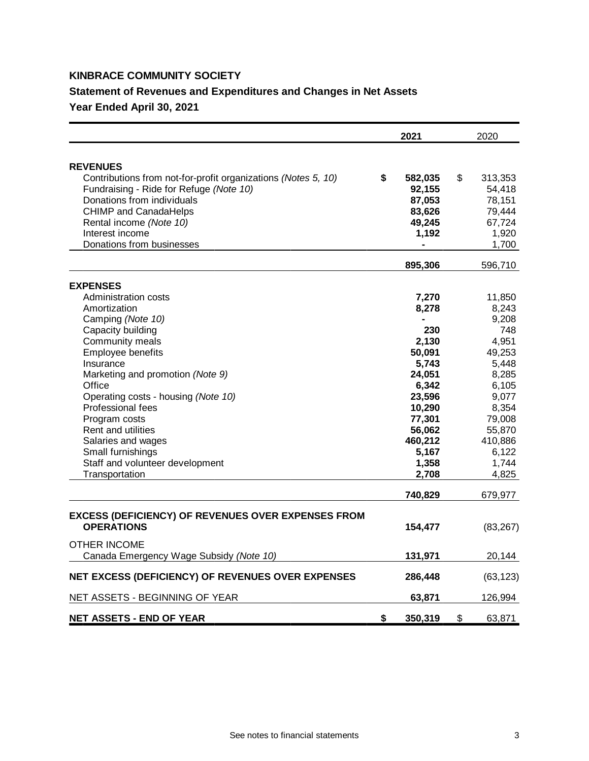**KINBRACE COMMUNITY SOCIETY**

**Statement of Revenues and Expenditures and Changes in Net Assets**

**Year Ended April 30, 2021**

| | 2021 | 2020 |
|---|---|---|
| **REVENUES** | | |
| Contributions from not-for-profit organizations *(Notes 5, 10)* | **$ 582,035** | $ 313,353 |
| Fundraising - Ride for Refuge *(Note 10)* | **92,155** | 54,418 |
| Donations from individuals | **87,053** | 78,151 |
| CHIMP and CanadaHelps | **83,626** | 79,444 |
| Rental income *(Note 10)* | **49,245** | 67,724 |
| Interest income | **1,192** | 1,920 |
| Donations from businesses | **-** | 1,700 |
| | **895,306** | 596,710 |
| **EXPENSES** | | |
| Administration costs | **7,270** | 11,850 |
| Amortization | **8,278** | 8,243 |
| Camping *(Note 10)* | **-** | 9,208 |
| Capacity building | **230** | 748 |
| Community meals | **2,130** | 4,951 |
| Employee benefits | **50,091** | 49,253 |
| Insurance | **5,743** | 5,448 |
| Marketing and promotion *(Note 9)* | **24,051** | 8,285 |
| Office | **6,342** | 6,105 |
| Operating costs - housing *(Note 10)* | **23,596** | 9,077 |
| Professional fees | **10,290** | 8,354 |
| Program costs | **77,301** | 79,008 |
| Rent and utilities | **56,062** | 55,870 |
| Salaries and wages | **460,212** | 410,886 |
| Small furnishings | **5,167** | 6,122 |
| Staff and volunteer development | **1,358** | 1,744 |
| Transportation | **2,708** | 4,825 |
| | **740,829** | 679,977 |
| **EXCESS (DEFICIENCY) OF REVENUES OVER EXPENSES FROM OPERATIONS** | **154,477** | (83,267) |
| OTHER INCOME | | |
| Canada Emergency Wage Subsidy *(Note 10)* | **131,971** | 20,144 |
| **NET EXCESS (DEFICIENCY) OF REVENUES OVER EXPENSES** | **286,448** | (63,123) |
| NET ASSETS - BEGINNING OF YEAR | **63,871** | 126,994 |
| **NET ASSETS - END OF YEAR** | **$ 350,319** | $ 63,871 |

See notes to financial statements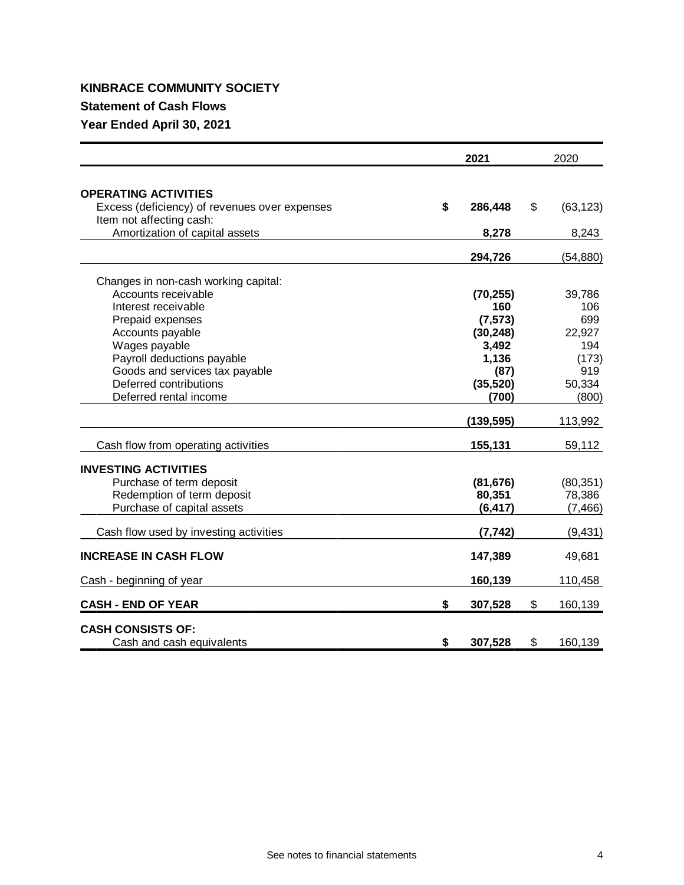**KINBRACE COMMUNITY SOCIETY**

**Statement of Cash Flows**

**Year Ended April 30, 2021**

| | 2021 | 2020 |
|---|---|---|
| **OPERATING ACTIVITIES** | | |
| Excess (deficiency) of revenues over expenses | **$ 286,448** | $ (63,123) |
| Item not affecting cash: | | |
| Amortization of capital assets | **8,278** | 8,243 |
| | **294,726** | (54,880) |
| Changes in non-cash working capital: | | |
| Accounts receivable | **(70,255)** | 39,786 |
| Interest receivable | **160** | 106 |
| Prepaid expenses | **(7,573)** | 699 |
| Accounts payable | **(30,248)** | 22,927 |
| Wages payable | **3,492** | 194 |
| Payroll deductions payable | **1,136** | (173) |
| Goods and services tax payable | **(87)** | 919 |
| Deferred contributions | **(35,520)** | 50,334 |
| Deferred rental income | **(700)** | (800) |
| | **(139,595)** | 113,992 |
| Cash flow from operating activities | **155,131** | 59,112 |
| **INVESTING ACTIVITIES** | | |
| Purchase of term deposit | **(81,676)** | (80,351) |
| Redemption of term deposit | **80,351** | 78,386 |
| Purchase of capital assets | **(6,417)** | (7,466) |
| Cash flow used by investing activities | **(7,742)** | (9,431) |
| **INCREASE IN CASH FLOW** | **147,389** | 49,681 |
| Cash - beginning of year | **160,139** | 110,458 |
| **CASH - END OF YEAR** | **$ 307,528** | $ 160,139 |
| **CASH CONSISTS OF:** | | |
| Cash and cash equivalents | **$ 307,528** | $ 160,139 |

See notes to financial statements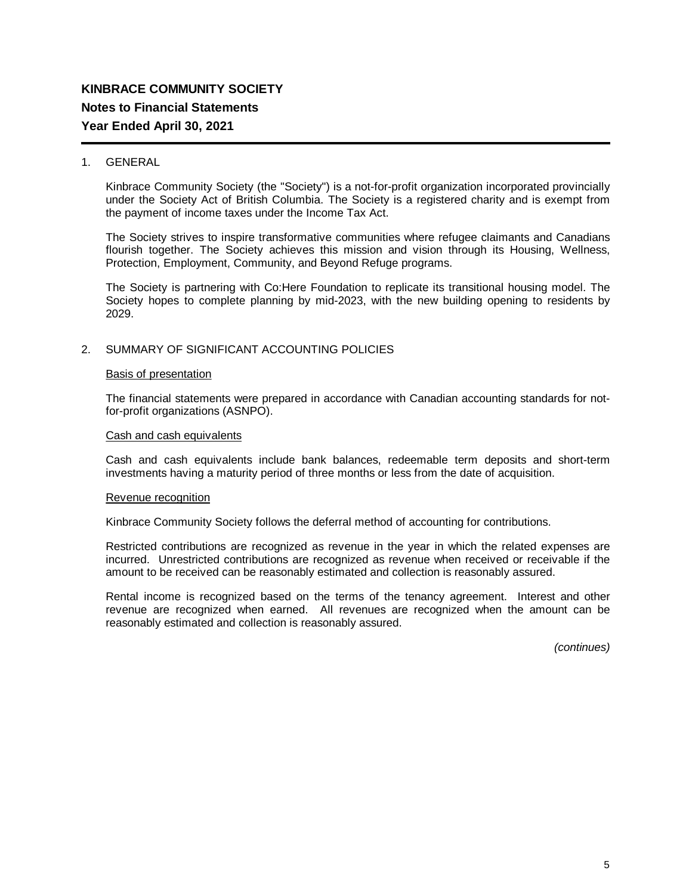**KINBRACE COMMUNITY SOCIETY**

**Notes to Financial Statements**

**Year Ended April 30, 2021**

1. GENERAL

   Kinbrace Community Society (the "Society") is a not-for-profit organization incorporated provincially under the Society Act of British Columbia. The Society is a registered charity and is exempt from the payment of income taxes under the Income Tax Act.

   The Society strives to inspire transformative communities where refugee claimants and Canadians flourish together. The Society achieves this mission and vision through its Housing, Wellness, Protection, Employment, Community, and Beyond Refuge programs.

   The Society is partnering with Co:Here Foundation to replicate its transitional housing model. The Society hopes to complete planning by mid-2023, with the new building opening to residents by 2029.

2. SUMMARY OF SIGNIFICANT ACCOUNTING POLICIES

   Basis of presentation

   The financial statements were prepared in accordance with Canadian accounting standards for not-for-profit organizations (ASNPO).

   Cash and cash equivalents

   Cash and cash equivalents include bank balances, redeemable term deposits and short-term investments having a maturity period of three months or less from the date of acquisition.

   Revenue recognition

   Kinbrace Community Society follows the deferral method of accounting for contributions.

   Restricted contributions are recognized as revenue in the year in which the related expenses are incurred. Unrestricted contributions are recognized as revenue when received or receivable if the amount to be received can be reasonably estimated and collection is reasonably assured.

   Rental income is recognized based on the terms of the tenancy agreement. Interest and other revenue are recognized when earned. All revenues are recognized when the amount can be reasonably estimated and collection is reasonably assured.

*(continues)*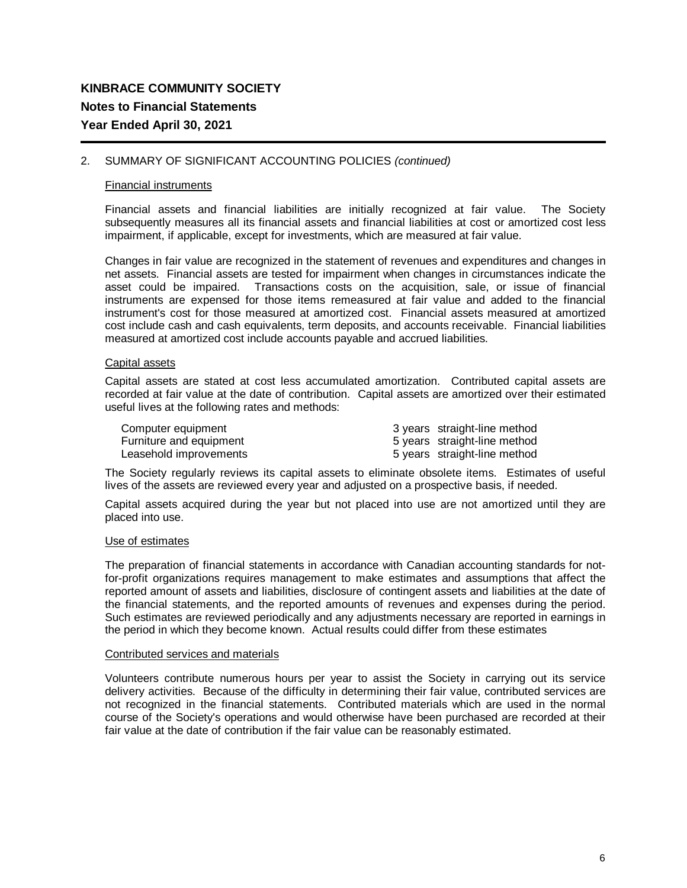# KINBRACE COMMUNITY SOCIETY

## Notes to Financial Statements

## Year Ended April 30, 2021

2. SUMMARY OF SIGNIFICANT ACCOUNTING POLICIES *(continued)*

### Financial instruments

Financial assets and financial liabilities are initially recognized at fair value. The Society subsequently measures all its financial assets and financial liabilities at cost or amortized cost less impairment, if applicable, except for investments, which are measured at fair value.

Changes in fair value are recognized in the statement of revenues and expenditures and changes in net assets. Financial assets are tested for impairment when changes in circumstances indicate the asset could be impaired. Transactions costs on the acquisition, sale, or issue of financial instruments are expensed for those items remeasured at fair value and added to the financial instrument's cost for those measured at amortized cost. Financial assets measured at amortized cost include cash and cash equivalents, term deposits, and accounts receivable. Financial liabilities measured at amortized cost include accounts payable and accrued liabilities.

### Capital assets

Capital assets are stated at cost less accumulated amortization. Contributed capital assets are recorded at fair value at the date of contribution. Capital assets are amortized over their estimated useful lives at the following rates and methods:

| | | |
|---|---|---|
| Computer equipment | 3 years | straight-line method |
| Furniture and equipment | 5 years | straight-line method |
| Leasehold improvements | 5 years | straight-line method |

The Society regularly reviews its capital assets to eliminate obsolete items. Estimates of useful lives of the assets are reviewed every year and adjusted on a prospective basis, if needed.

Capital assets acquired during the year but not placed into use are not amortized until they are placed into use.

### Use of estimates

The preparation of financial statements in accordance with Canadian accounting standards for not-for-profit organizations requires management to make estimates and assumptions that affect the reported amount of assets and liabilities, disclosure of contingent assets and liabilities at the date of the financial statements, and the reported amounts of revenues and expenses during the period. Such estimates are reviewed periodically and any adjustments necessary are reported in earnings in the period in which they become known. Actual results could differ from these estimates

### Contributed services and materials

Volunteers contribute numerous hours per year to assist the Society in carrying out its service delivery activities. Because of the difficulty in determining their fair value, contributed services are not recognized in the financial statements. Contributed materials which are used in the normal course of the Society's operations and would otherwise have been purchased are recorded at their fair value at the date of contribution if the fair value can be reasonably estimated.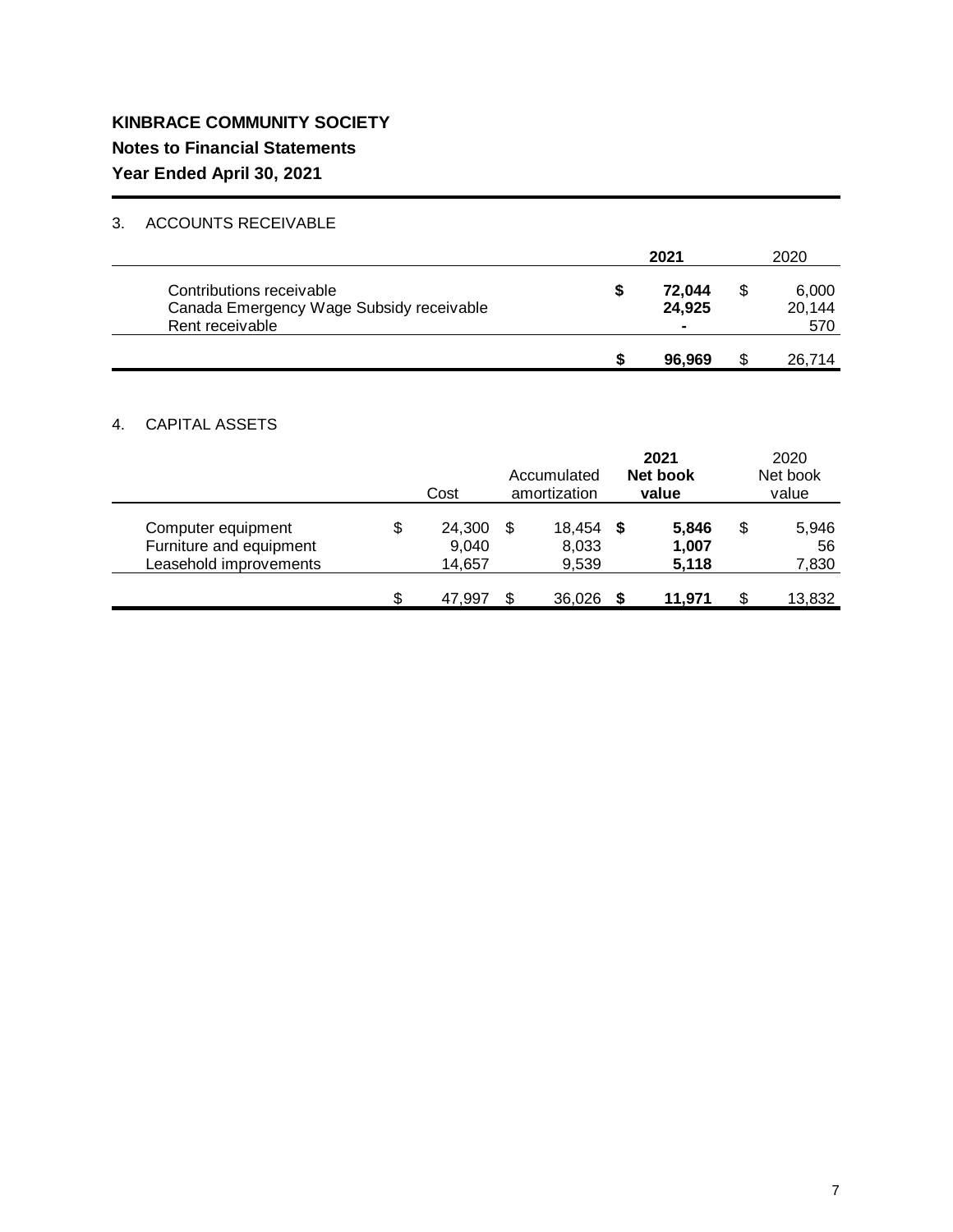**KINBRACE COMMUNITY SOCIETY**

**Notes to Financial Statements**

**Year Ended April 30, 2021**

## 3. ACCOUNTS RECEIVABLE

| | **2021** | 2020 |
|---|---|---|
| Contributions receivable | **$ 72,044** | $ 6,000 |
| Canada Emergency Wage Subsidy receivable | **24,925** | 20,144 |
| Rent receivable | **-** | 570 |
| | **$ 96,969** | $ 26,714 |

## 4. CAPITAL ASSETS

| | Cost | Accumulated amortization | **2021 Net book value** | 2020 Net book value |
|---|---|---|---|---|
| Computer equipment | $ 24,300 | $ 18,454 | **$ 5,846** | $ 5,946 |
| Furniture and equipment | 9,040 | 8,033 | **1,007** | 56 |
| Leasehold improvements | 14,657 | 9,539 | **5,118** | 7,830 |
| | $ 47,997 | $ 36,026 | **$ 11,971** | $ 13,832 |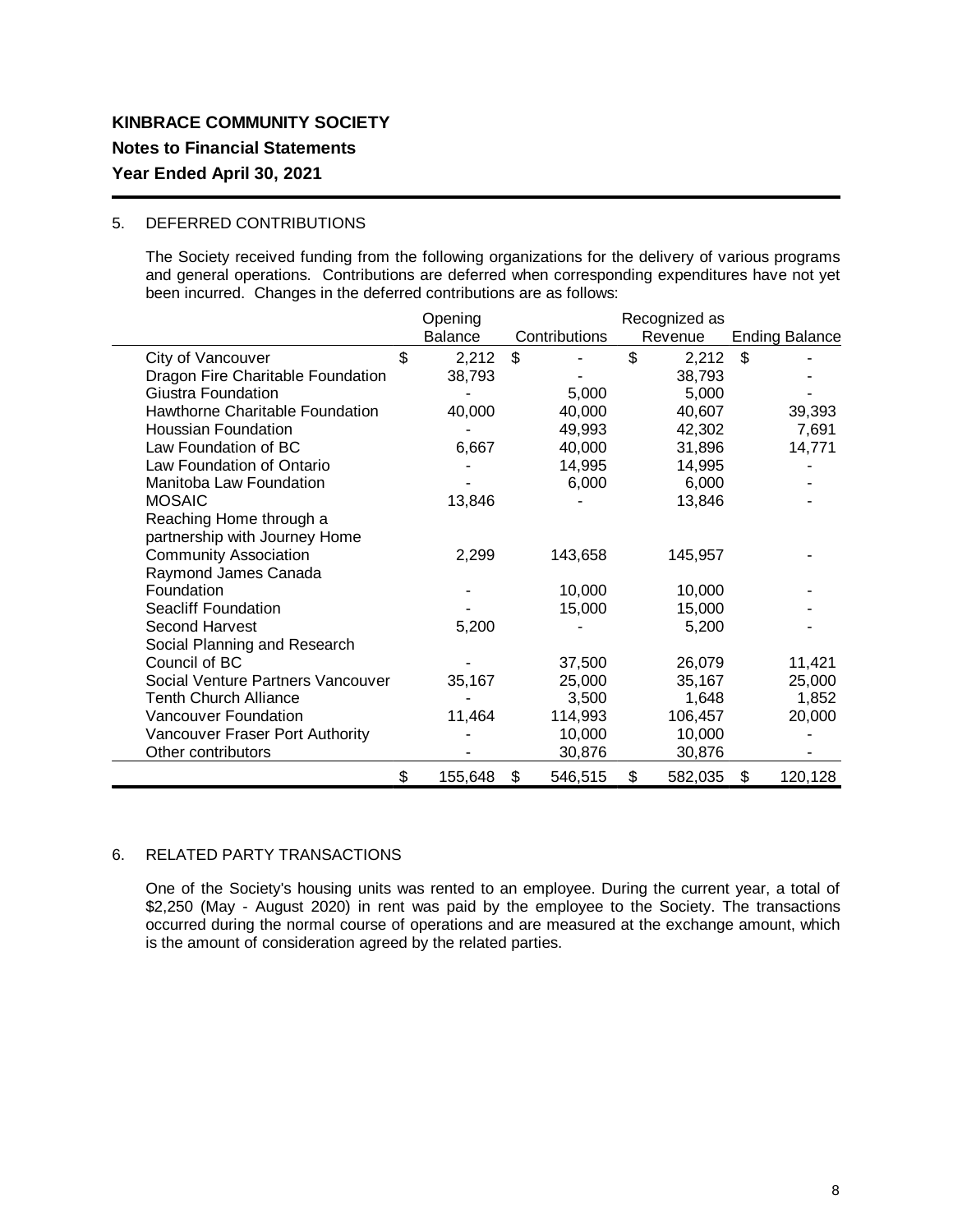**KINBRACE COMMUNITY SOCIETY**

**Notes to Financial Statements**

**Year Ended April 30, 2021**

5. DEFERRED CONTRIBUTIONS

The Society received funding from the following organizations for the delivery of various programs and general operations. Contributions are deferred when corresponding expenditures have not yet been incurred. Changes in the deferred contributions are as follows:

| | Opening Balance | Contributions | Recognized as Revenue | Ending Balance |
|---|---|---|---|---|
| City of Vancouver | $ 2,212 | $ - | $ 2,212 | $ - |
| Dragon Fire Charitable Foundation | 38,793 | - | 38,793 | - |
| Giustra Foundation | - | 5,000 | 5,000 | - |
| Hawthorne Charitable Foundation | 40,000 | 40,000 | 40,607 | 39,393 |
| Houssian Foundation | - | 49,993 | 42,302 | 7,691 |
| Law Foundation of BC | 6,667 | 40,000 | 31,896 | 14,771 |
| Law Foundation of Ontario | - | 14,995 | 14,995 | - |
| Manitoba Law Foundation | - | 6,000 | 6,000 | - |
| MOSAIC | 13,846 | - | 13,846 | - |
| Reaching Home through a partnership with Journey Home Community Association | 2,299 | 143,658 | 145,957 | - |
| Raymond James Canada Foundation | - | 10,000 | 10,000 | - |
| Seacliff Foundation | - | 15,000 | 15,000 | - |
| Second Harvest | 5,200 | - | 5,200 | - |
| Social Planning and Research Council of BC | - | 37,500 | 26,079 | 11,421 |
| Social Venture Partners Vancouver | 35,167 | 25,000 | 35,167 | 25,000 |
| Tenth Church Alliance | - | 3,500 | 1,648 | 1,852 |
| Vancouver Foundation | 11,464 | 114,993 | 106,457 | 20,000 |
| Vancouver Fraser Port Authority | - | 10,000 | 10,000 | - |
| Other contributors | - | 30,876 | 30,876 | - |
| | $ 155,648 | $ 546,515 | $ 582,035 | $ 120,128 |

6. RELATED PARTY TRANSACTIONS

One of the Society's housing units was rented to an employee. During the current year, a total of $2,250 (May - August 2020) in rent was paid by the employee to the Society. The transactions occurred during the normal course of operations and are measured at the exchange amount, which is the amount of consideration agreed by the related parties.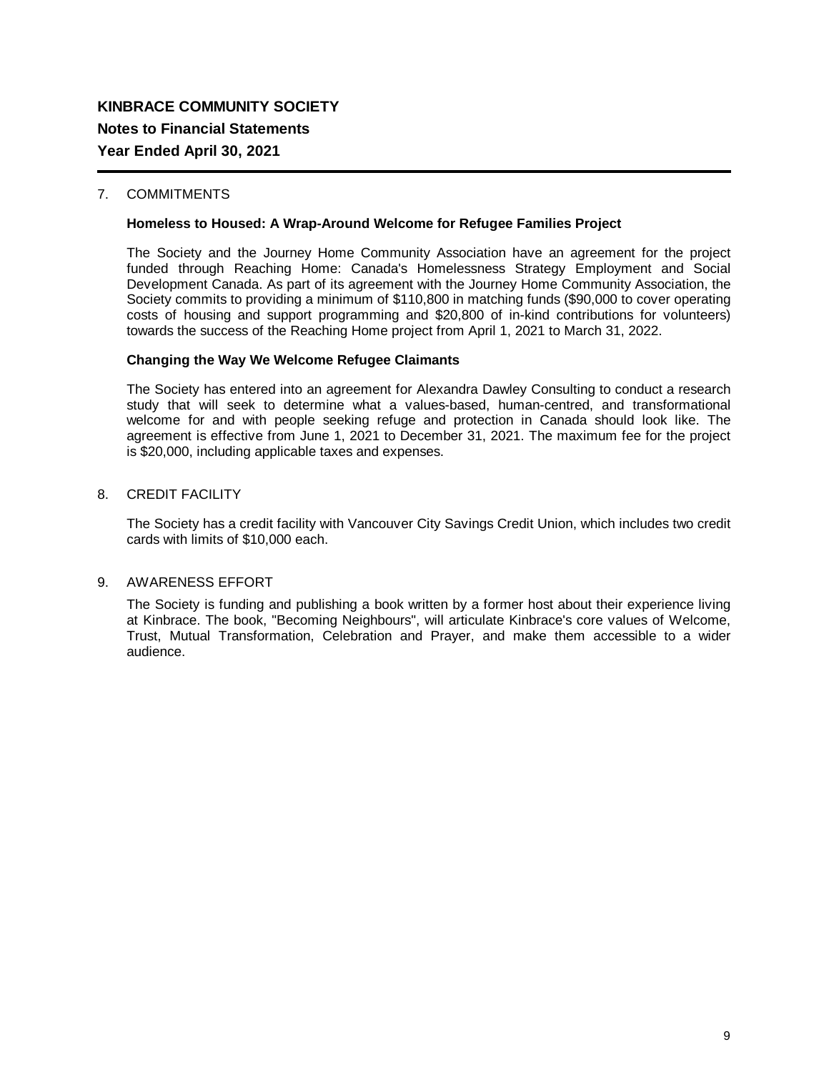**KINBRACE COMMUNITY SOCIETY**

**Notes to Financial Statements**

**Year Ended April 30, 2021**

7. COMMITMENTS

**Homeless to Housed: A Wrap-Around Welcome for Refugee Families Project**

The Society and the Journey Home Community Association have an agreement for the project funded through Reaching Home: Canada's Homelessness Strategy Employment and Social Development Canada. As part of its agreement with the Journey Home Community Association, the Society commits to providing a minimum of $110,800 in matching funds ($90,000 to cover operating costs of housing and support programming and $20,800 of in-kind contributions for volunteers) towards the success of the Reaching Home project from April 1, 2021 to March 31, 2022.

**Changing the Way We Welcome Refugee Claimants**

The Society has entered into an agreement for Alexandra Dawley Consulting to conduct a research study that will seek to determine what a values-based, human-centred, and transformational welcome for and with people seeking refuge and protection in Canada should look like. The agreement is effective from June 1, 2021 to December 31, 2021. The maximum fee for the project is $20,000, including applicable taxes and expenses.

8. CREDIT FACILITY

The Society has a credit facility with Vancouver City Savings Credit Union, which includes two credit cards with limits of $10,000 each.

9. AWARENESS EFFORT

The Society is funding and publishing a book written by a former host about their experience living at Kinbrace. The book, "Becoming Neighbours", will articulate Kinbrace's core values of Welcome, Trust, Mutual Transformation, Celebration and Prayer, and make them accessible to a wider audience.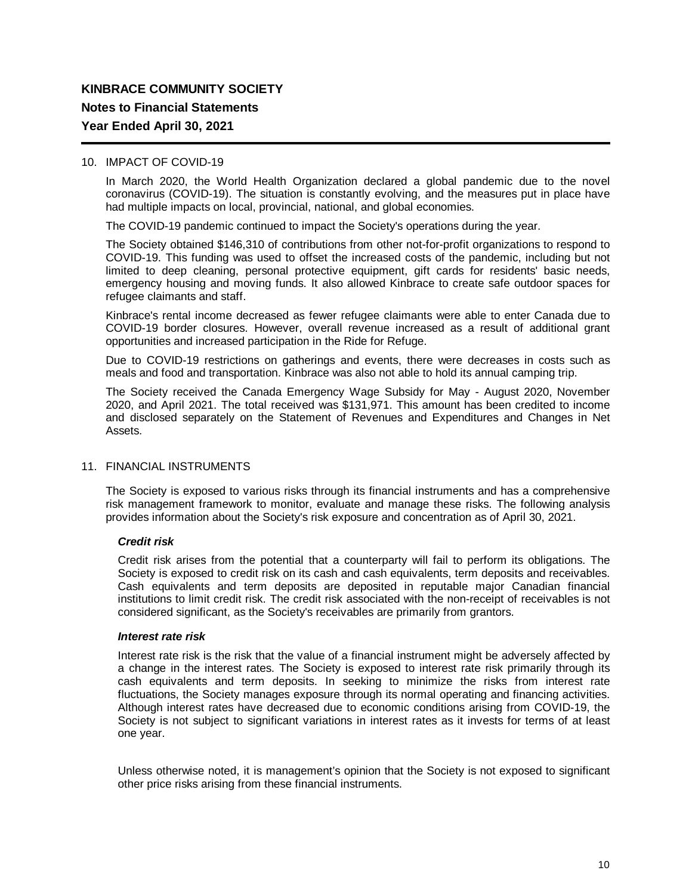**KINBRACE COMMUNITY SOCIETY**

**Notes to Financial Statements**

**Year Ended April 30, 2021**

10. IMPACT OF COVID-19

In March 2020, the World Health Organization declared a global pandemic due to the novel coronavirus (COVID-19). The situation is constantly evolving, and the measures put in place have had multiple impacts on local, provincial, national, and global economies.

The COVID-19 pandemic continued to impact the Society's operations during the year.

The Society obtained $146,310 of contributions from other not-for-profit organizations to respond to COVID-19. This funding was used to offset the increased costs of the pandemic, including but not limited to deep cleaning, personal protective equipment, gift cards for residents' basic needs, emergency housing and moving funds. It also allowed Kinbrace to create safe outdoor spaces for refugee claimants and staff.

Kinbrace's rental income decreased as fewer refugee claimants were able to enter Canada due to COVID-19 border closures. However, overall revenue increased as a result of additional grant opportunities and increased participation in the Ride for Refuge.

Due to COVID-19 restrictions on gatherings and events, there were decreases in costs such as meals and food and transportation. Kinbrace was also not able to hold its annual camping trip.

The Society received the Canada Emergency Wage Subsidy for May - August 2020, November 2020, and April 2021. The total received was $131,971. This amount has been credited to income and disclosed separately on the Statement of Revenues and Expenditures and Changes in Net Assets.

11. FINANCIAL INSTRUMENTS

The Society is exposed to various risks through its financial instruments and has a comprehensive risk management framework to monitor, evaluate and manage these risks. The following analysis provides information about the Society's risk exposure and concentration as of April 30, 2021.

***Credit risk***

Credit risk arises from the potential that a counterparty will fail to perform its obligations. The Society is exposed to credit risk on its cash and cash equivalents, term deposits and receivables. Cash equivalents and term deposits are deposited in reputable major Canadian financial institutions to limit credit risk. The credit risk associated with the non-receipt of receivables is not considered significant, as the Society's receivables are primarily from grantors.

***Interest rate risk***

Interest rate risk is the risk that the value of a financial instrument might be adversely affected by a change in the interest rates. The Society is exposed to interest rate risk primarily through its cash equivalents and term deposits. In seeking to minimize the risks from interest rate fluctuations, the Society manages exposure through its normal operating and financing activities. Although interest rates have decreased due to economic conditions arising from COVID-19, the Society is not subject to significant variations in interest rates as it invests for terms of at least one year.

Unless otherwise noted, it is management's opinion that the Society is not exposed to significant other price risks arising from these financial instruments.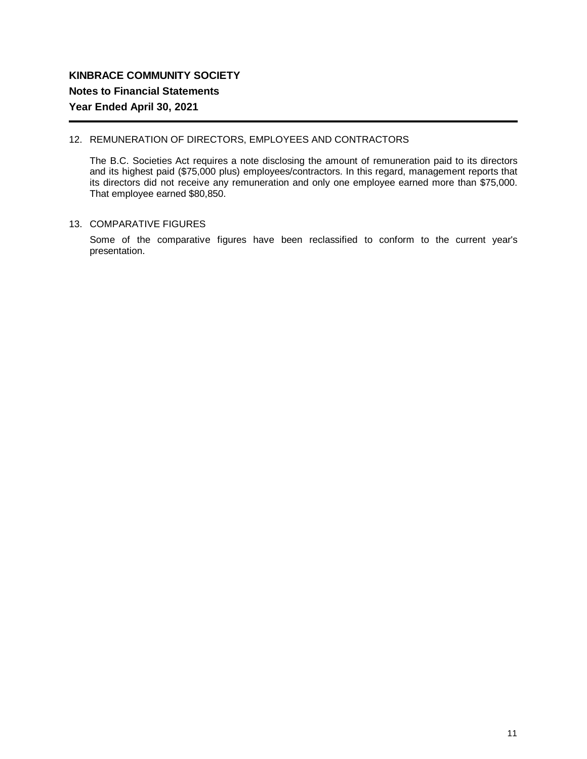**KINBRACE COMMUNITY SOCIETY**

**Notes to Financial Statements**

**Year Ended April 30, 2021**

12. REMUNERATION OF DIRECTORS, EMPLOYEES AND CONTRACTORS

    The B.C. Societies Act requires a note disclosing the amount of remuneration paid to its directors and its highest paid ($75,000 plus) employees/contractors. In this regard, management reports that its directors did not receive any remuneration and only one employee earned more than $75,000. That employee earned $80,850.

13. COMPARATIVE FIGURES

    Some of the comparative figures have been reclassified to conform to the current year's presentation.